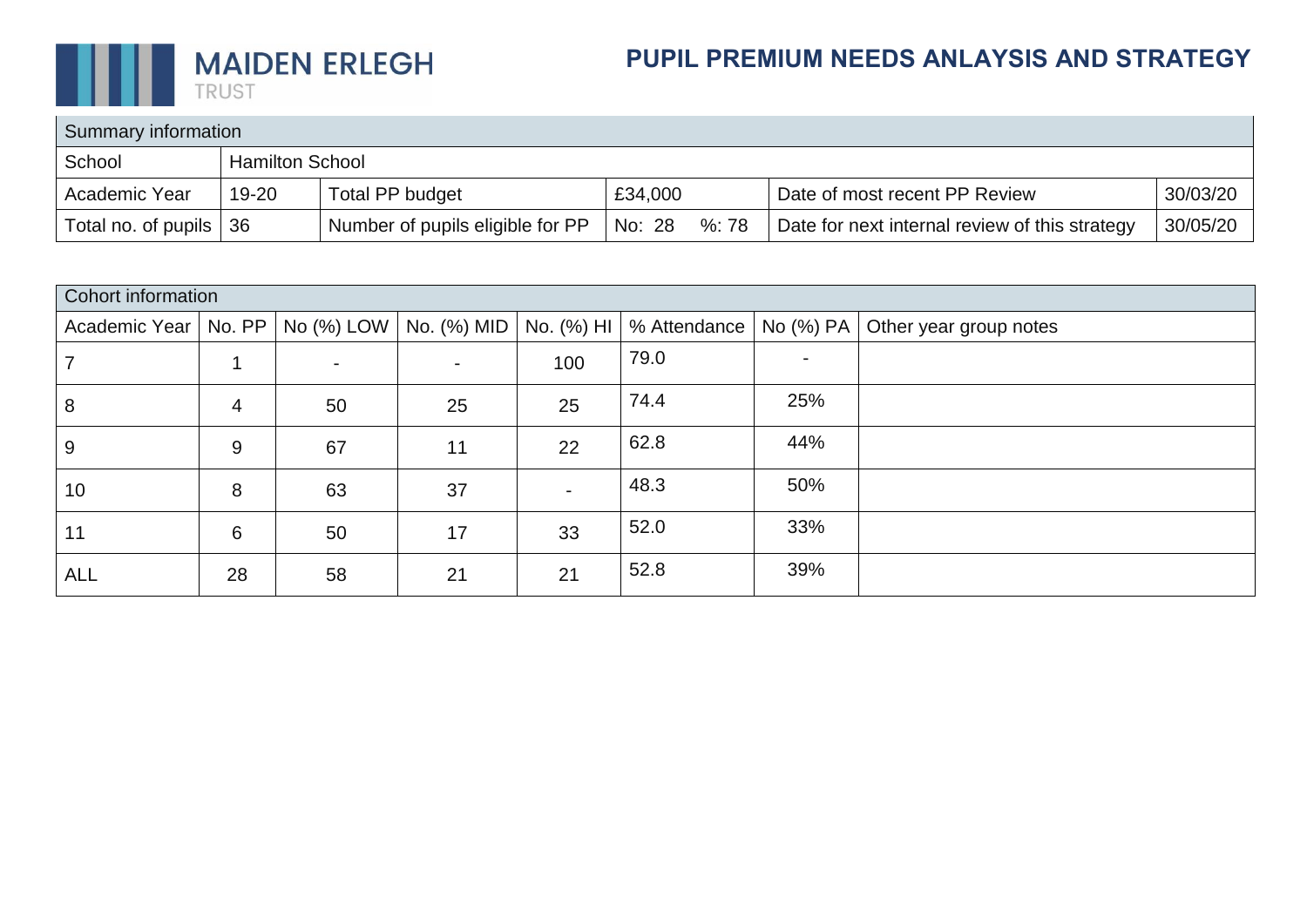MAIDEN ERLEGH TRUST

# PUPIL PREMIUM NEEDS ANLAYSIS AND STRATEGY

| Summary information | | | | | |
|---|---|---|---|---|---|
| School | Hamilton School | | | | |
| Academic Year | 19-20 | Total PP budget | £34,000 | Date of most recent PP Review | 30/03/20 |
| Total no. of pupils | 36 | Number of pupils eligible for PP | No: 28 %: 78 | Date for next internal review of this strategy | 30/05/20 |

| Cohort information | | | | | | | |
|---|---|---|---|---|---|---|---|
| Academic Year | No. PP | No (%) LOW | No. (%) MID | No. (%) HI | % Attendance | No (%) PA | Other year group notes |
| 7 | 1 | - | - | 100 | 79.0 | - | |
| 8 | 4 | 50 | 25 | 25 | 74.4 | 25% | |
| 9 | 9 | 67 | 11 | 22 | 62.8 | 44% | |
| 10 | 8 | 63 | 37 | - | 48.3 | 50% | |
| 11 | 6 | 50 | 17 | 33 | 52.0 | 33% | |
| ALL | 28 | 58 | 21 | 21 | 52.8 | 39% | |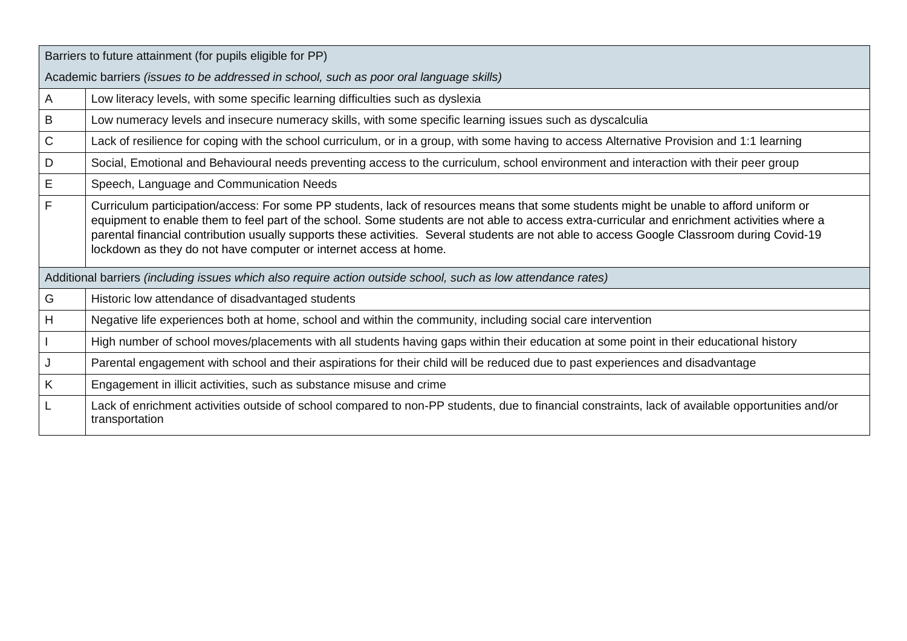| Barriers to future attainment (for pupils eligible for PP) | |
|---|---|
| Academic barriers *(issues to be addressed in school, such as poor oral language skills)* | |
| A | Low literacy levels, with some specific learning difficulties such as dyslexia |
| B | Low numeracy levels and insecure numeracy skills, with some specific learning issues such as dyscalculia |
| C | Lack of resilience for coping with the school curriculum, or in a group, with some having to access Alternative Provision and 1:1 learning |
| D | Social, Emotional and Behavioural needs preventing access to the curriculum, school environment and interaction with their peer group |
| E | Speech, Language and Communication Needs |
| F | Curriculum participation/access: For some PP students, lack of resources means that some students might be unable to afford uniform or equipment to enable them to feel part of the school. Some students are not able to access extra-curricular and enrichment activities where a parental financial contribution usually supports these activities. Several students are not able to access Google Classroom during Covid-19 lockdown as they do not have computer or internet access at home. |
| Additional barriers *(including issues which also require action outside school, such as low attendance rates)* | |
| G | Historic low attendance of disadvantaged students |
| H | Negative life experiences both at home, school and within the community, including social care intervention |
| I | High number of school moves/placements with all students having gaps within their education at some point in their educational history |
| J | Parental engagement with school and their aspirations for their child will be reduced due to past experiences and disadvantage |
| K | Engagement in illicit activities, such as substance misuse and crime |
| L | Lack of enrichment activities outside of school compared to non-PP students, due to financial constraints, lack of available opportunities and/or transportation |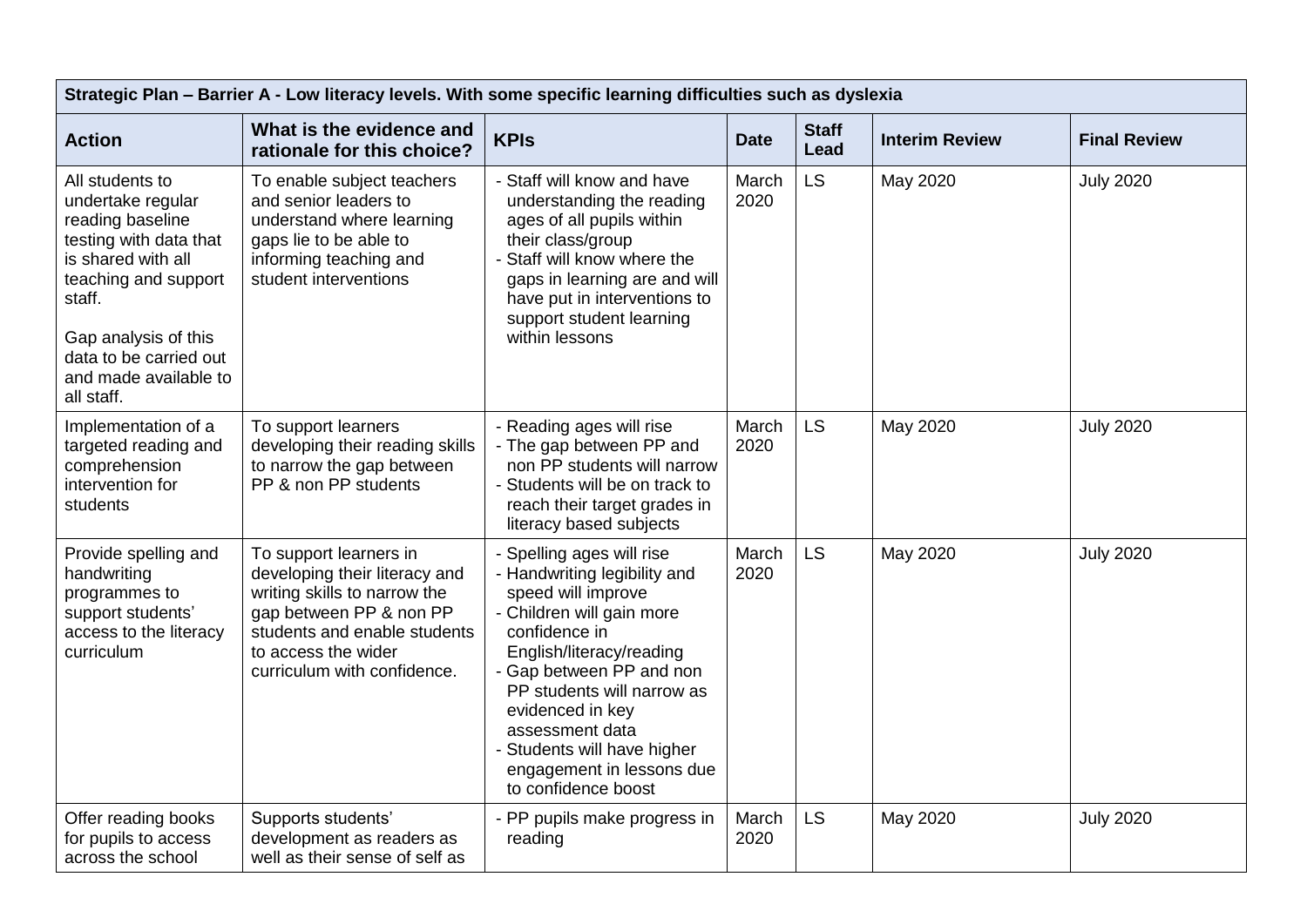| Strategic Plan – Barrier A - Low literacy levels. With some specific learning difficulties such as dyslexia | | | | | | |
|---|---|---|---|---|---|---|
| **Action** | **What is the evidence and rationale for this choice?** | **KPIs** | **Date** | **Staff Lead** | **Interim Review** | **Final Review** |
| All students to undertake regular reading baseline testing with data that is shared with all teaching and support staff.<br><br>Gap analysis of this data to be carried out and made available to all staff. | To enable subject teachers and senior leaders to understand where learning gaps lie to be able to informing teaching and student interventions | - Staff will know and have understanding the reading ages of all pupils within their class/group<br>- Staff will know where the gaps in learning are and will have put in interventions to support student learning within lessons | March 2020 | LS | May 2020 | July 2020 |
| Implementation of a targeted reading and comprehension intervention for students | To support learners developing their reading skills to narrow the gap between PP & non PP students | - Reading ages will rise<br>- The gap between PP and non PP students will narrow<br>- Students will be on track to reach their target grades in literacy based subjects | March 2020 | LS | May 2020 | July 2020 |
| Provide spelling and handwriting programmes to support students' access to the literacy curriculum | To support learners in developing their literacy and writing skills to narrow the gap between PP & non PP students and enable students to access the wider curriculum with confidence. | - Spelling ages will rise<br>- Handwriting legibility and speed will improve<br>- Children will gain more confidence in English/literacy/reading<br>- Gap between PP and non PP students will narrow as evidenced in key assessment data<br>- Students will have higher engagement in lessons due to confidence boost | March 2020 | LS | May 2020 | July 2020 |
| Offer reading books for pupils to access across the school | Supports students' development as readers as well as their sense of self as | - PP pupils make progress in reading | March 2020 | LS | May 2020 | July 2020 |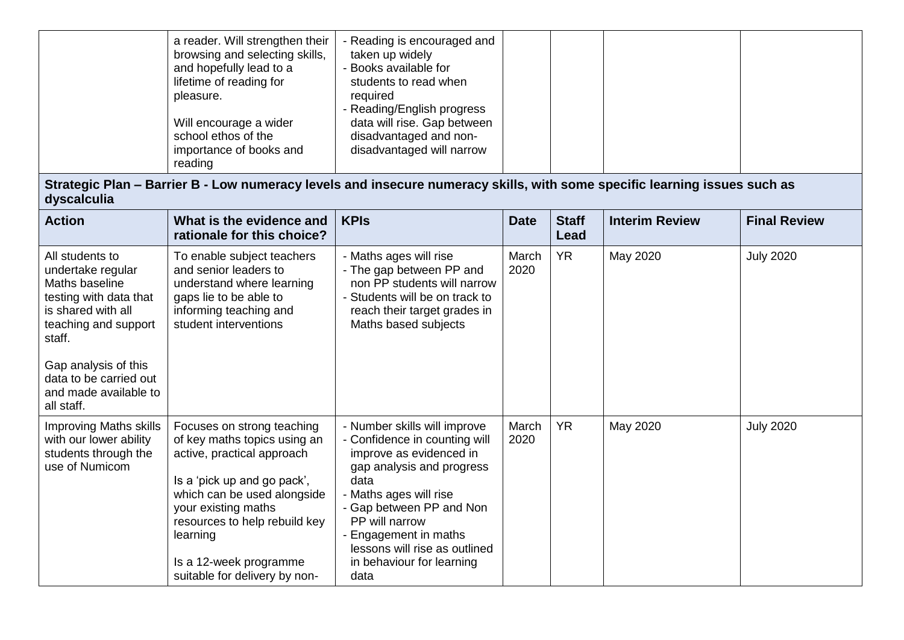| | | | | | | |
|---|---|---|---|---|---|---|
| | a reader. Will strengthen their browsing and selecting skills, and hopefully lead to a lifetime of reading for pleasure.<br><br>Will encourage a wider school ethos of the importance of books and reading | - Reading is encouraged and taken up widely<br>- Books available for students to read when required<br>- Reading/English progress data will rise. Gap between disadvantaged and non-disadvantaged will narrow | | | | |

**Strategic Plan – Barrier B - Low numeracy levels and insecure numeracy skills, with some specific learning issues such as dyscalculia**

| Action | What is the evidence and rationale for this choice? | KPIs | Date | Staff Lead | Interim Review | Final Review |
|---|---|---|---|---|---|---|
| All students to undertake regular Maths baseline testing with data that is shared with all teaching and support staff.<br><br>Gap analysis of this data to be carried out and made available to all staff. | To enable subject teachers and senior leaders to understand where learning gaps lie to be able to informing teaching and student interventions | - Maths ages will rise<br>- The gap between PP and non PP students will narrow<br>- Students will be on track to reach their target grades in Maths based subjects | March 2020 | YR | May 2020 | July 2020 |
| Improving Maths skills with our lower ability students through the use of Numicom | Focuses on strong teaching of key maths topics using an active, practical approach<br><br>Is a 'pick up and go pack', which can be used alongside your existing maths resources to help rebuild key learning<br><br>Is a 12-week programme suitable for delivery by non- | - Number skills will improve<br>- Confidence in counting will improve as evidenced in gap analysis and progress data<br>- Maths ages will rise<br>- Gap between PP and Non PP will narrow<br>- Engagement in maths lessons will rise as outlined in behaviour for learning data | March 2020 | YR | May 2020 | July 2020 |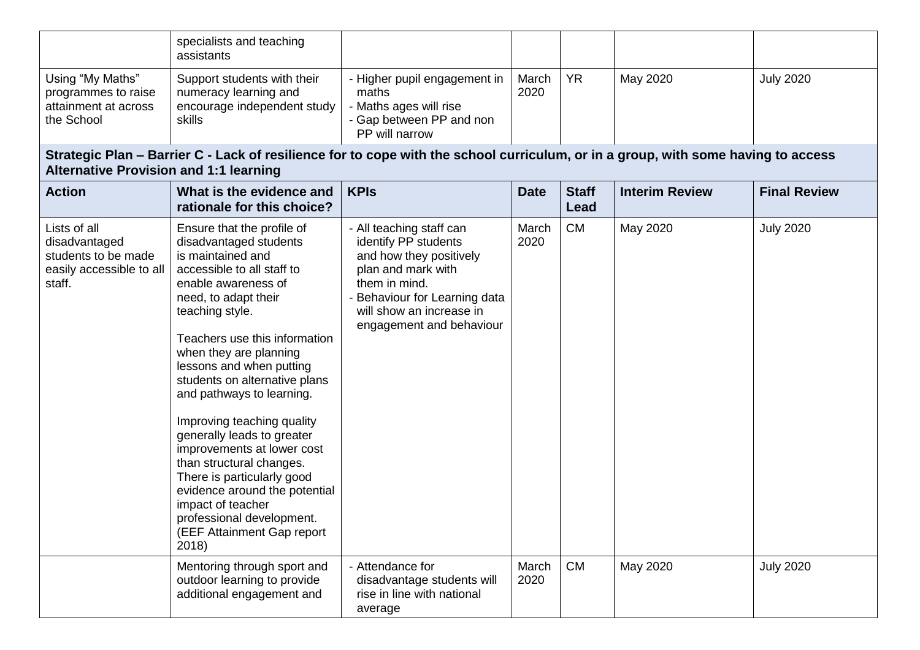| | specialists and teaching assistants | | | | | |
|---|---|---|---|---|---|---|
| Using "My Maths" programmes to raise attainment at across the School | Support students with their numeracy learning and encourage independent study skills | - Higher pupil engagement in maths<br>- Maths ages will rise<br>- Gap between PP and non PP will narrow | March 2020 | YR | May 2020 | July 2020 |

**Strategic Plan – Barrier C - Lack of resilience for to cope with the school curriculum, or in a group, with some having to access Alternative Provision and 1:1 learning**

| Action | What is the evidence and rationale for this choice? | KPIs | Date | Staff Lead | Interim Review | Final Review |
|---|---|---|---|---|---|---|
| Lists of all disadvantaged students to be made easily accessible to all staff. | Ensure that the profile of disadvantaged students is maintained and accessible to all staff to enable awareness of need, to adapt their teaching style.<br><br>Teachers use this information when they are planning lessons and when putting students on alternative plans and pathways to learning.<br><br>Improving teaching quality generally leads to greater improvements at lower cost than structural changes. There is particularly good evidence around the potential impact of teacher professional development. (EEF Attainment Gap report 2018) | - All teaching staff can identify PP students and how they positively plan and mark with them in mind.<br>- Behaviour for Learning data will show an increase in engagement and behaviour | March 2020 | CM | May 2020 | July 2020 |
| | Mentoring through sport and outdoor learning to provide additional engagement and | - Attendance for disadvantage students will rise in line with national average | March 2020 | CM | May 2020 | July 2020 |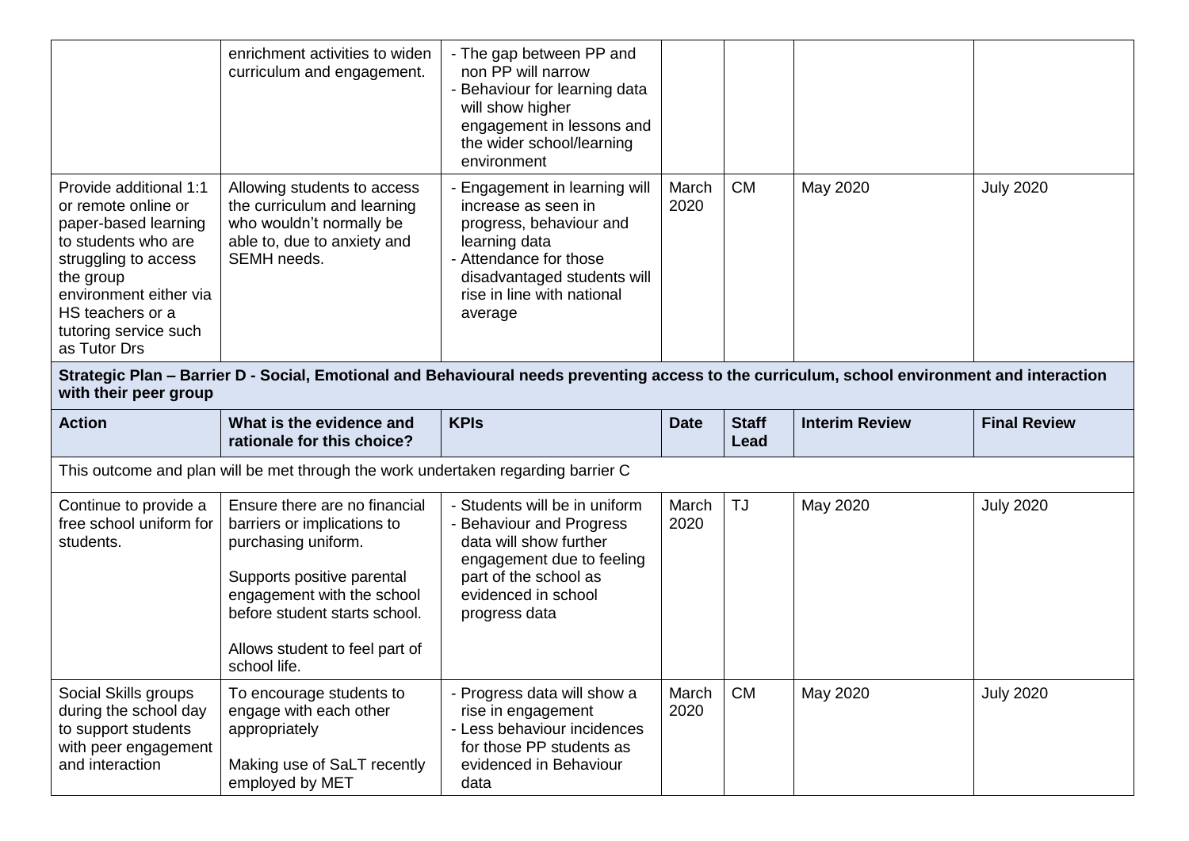| | | | | | | |
|---|---|---|---|---|---|---|
| | enrichment activities to widen curriculum and engagement. | - The gap between PP and non PP will narrow<br>- Behaviour for learning data will show higher engagement in lessons and the wider school/learning environment | | | | |
| Provide additional 1:1 or remote online or paper-based learning to students who are struggling to access the group environment either via HS teachers or a tutoring service such as Tutor Drs | Allowing students to access the curriculum and learning who wouldn't normally be able to, due to anxiety and SEMH needs. | - Engagement in learning will increase as seen in progress, behaviour and learning data<br>- Attendance for those disadvantaged students will rise in line with national average | March 2020 | CM | May 2020 | July 2020 |

**Strategic Plan – Barrier D - Social, Emotional and Behavioural needs preventing access to the curriculum, school environment and interaction with their peer group**

| Action | What is the evidence and rationale for this choice? | KPIs | Date | Staff Lead | Interim Review | Final Review |
|---|---|---|---|---|---|---|
| This outcome and plan will be met through the work undertaken regarding barrier C | | | | | | |
| Continue to provide a free school uniform for students. | Ensure there are no financial barriers or implications to purchasing uniform.<br><br>Supports positive parental engagement with the school before student starts school.<br><br>Allows student to feel part of school life. | - Students will be in uniform<br>- Behaviour and Progress data will show further engagement due to feeling part of the school as evidenced in school progress data | March 2020 | TJ | May 2020 | July 2020 |
| Social Skills groups during the school day to support students with peer engagement and interaction | To encourage students to engage with each other appropriately<br><br>Making use of SaLT recently employed by MET | - Progress data will show a rise in engagement<br>- Less behaviour incidences for those PP students as evidenced in Behaviour data | March 2020 | CM | May 2020 | July 2020 |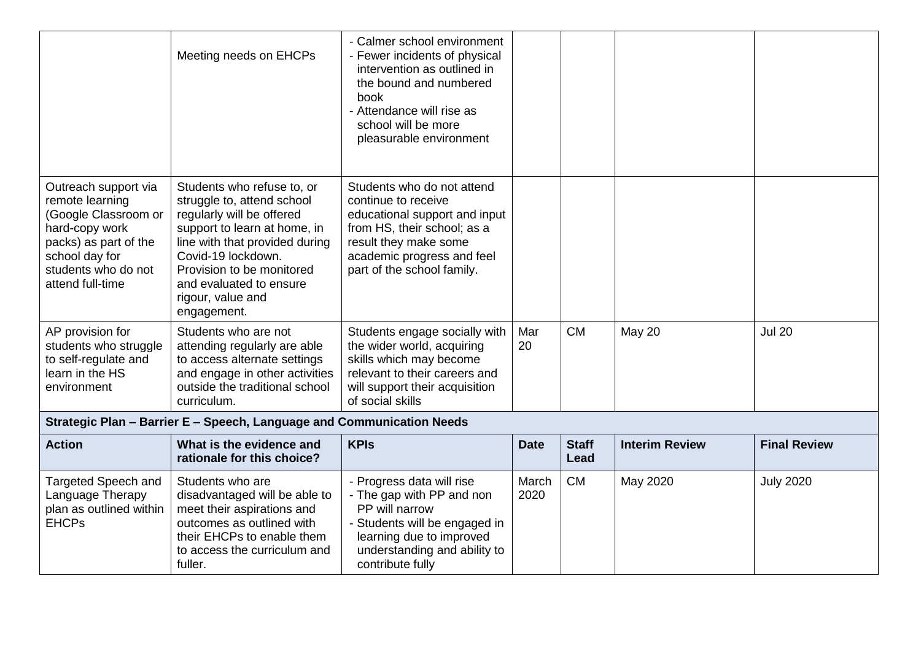| | | | | | | |
|---|---|---|---|---|---|---|
| | Meeting needs on EHCPs | - Calmer school environment<br>- Fewer incidents of physical intervention as outlined in the bound and numbered book<br>- Attendance will rise as school will be more pleasurable environment | | | | |
| Outreach support via remote learning (Google Classroom or hard-copy work packs) as part of the school day for students who do not attend full-time | Students who refuse to, or struggle to, attend school regularly will be offered support to learn at home, in line with that provided during Covid-19 lockdown. Provision to be monitored and evaluated to ensure rigour, value and engagement. | Students who do not attend continue to receive educational support and input from HS, their school; as a result they make some academic progress and feel part of the school family. | | | | |
| AP provision for students who struggle to self-regulate and learn in the HS environment | Students who are not attending regularly are able to access alternate settings and engage in other activities outside the traditional school curriculum. | Students engage socially with the wider world, acquiring skills which may become relevant to their careers and will support their acquisition of social skills | Mar 20 | CM | May 20 | Jul 20 |

**Strategic Plan – Barrier E – Speech, Language and Communication Needs**

| Action | What is the evidence and rationale for this choice? | KPIs | Date | Staff Lead | Interim Review | Final Review |
|---|---|---|---|---|---|---|
| Targeted Speech and Language Therapy plan as outlined within EHCPs | Students who are disadvantaged will be able to meet their aspirations and outcomes as outlined with their EHCPs to enable them to access the curriculum and fuller. | - Progress data will rise<br>- The gap with PP and non PP will narrow<br>- Students will be engaged in learning due to improved understanding and ability to contribute fully | March 2020 | CM | May 2020 | July 2020 |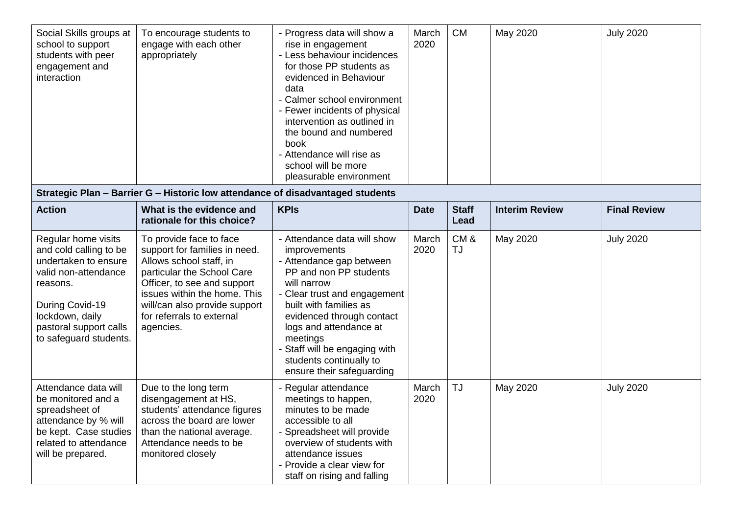| Social Skills groups at school to support students with peer engagement and interaction | To encourage students to engage with each other appropriately | - Progress data will show a rise in engagement<br>- Less behaviour incidences for those PP students as evidenced in Behaviour data<br>- Calmer school environment<br>- Fewer incidents of physical intervention as outlined in the bound and numbered book<br>- Attendance will rise as school will be more pleasurable environment | March 2020 | CM | May 2020 | July 2020 |
|---|---|---|---|---|---|---|
| **Strategic Plan – Barrier G – Historic low attendance of disadvantaged students** | | | | | | |
| **Action** | **What is the evidence and rationale for this choice?** | **KPIs** | **Date** | **Staff Lead** | **Interim Review** | **Final Review** |
| Regular home visits and cold calling to be undertaken to ensure valid non-attendance reasons.<br><br>During Covid-19 lockdown, daily pastoral support calls to safeguard students. | To provide face to face support for families in need. Allows school staff, in particular the School Care Officer, to see and support issues within the home. This will/can also provide support for referrals to external agencies. | - Attendance data will show improvements<br>- Attendance gap between PP and non PP students will narrow<br>- Clear trust and engagement built with families as evidenced through contact logs and attendance at meetings<br>- Staff will be engaging with students continually to ensure their safeguarding | March 2020 | CM & TJ | May 2020 | July 2020 |
| Attendance data will be monitored and a spreadsheet of attendance by % will be kept. Case studies related to attendance will be prepared. | Due to the long term disengagement at HS, students' attendance figures across the board are lower than the national average. Attendance needs to be monitored closely | - Regular attendance meetings to happen, minutes to be made accessible to all<br>- Spreadsheet will provide overview of students with attendance issues<br>- Provide a clear view for staff on rising and falling | March 2020 | TJ | May 2020 | July 2020 |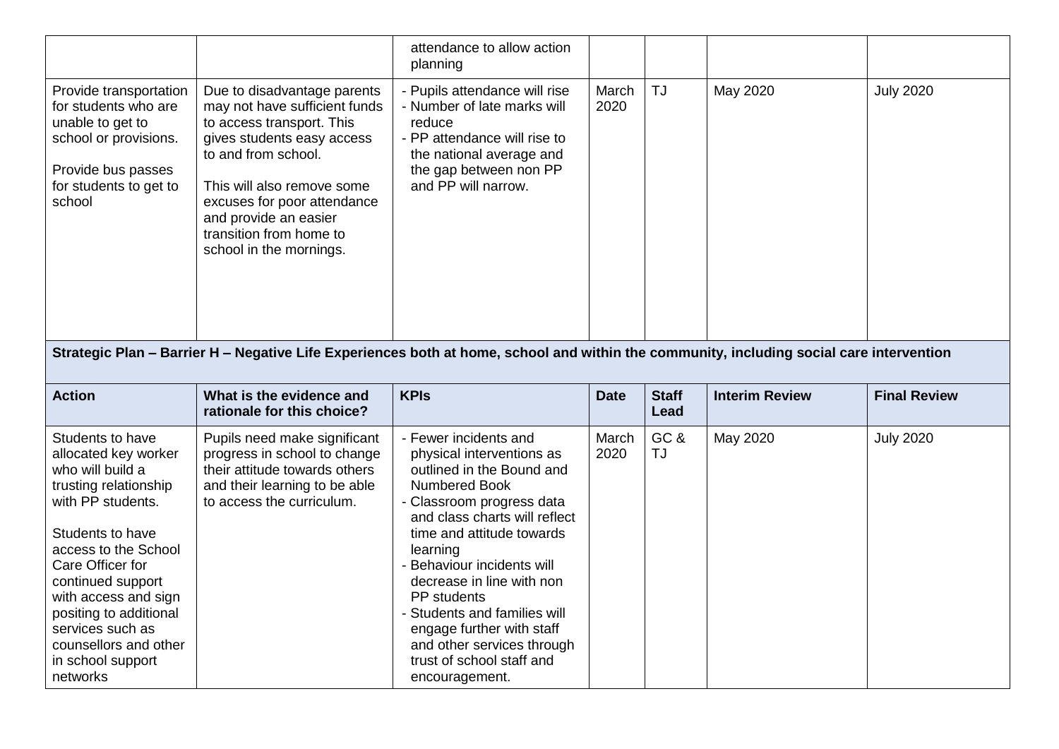| | | attendance to allow action planning | | | | |
|---|---|---|---|---|---|---|
| Provide transportation for students who are unable to get to school or provisions.<br><br>Provide bus passes for students to get to school | Due to disadvantage parents may not have sufficient funds to access transport. This gives students easy access to and from school.<br><br>This will also remove some excuses for poor attendance and provide an easier transition from home to school in the mornings. | - Pupils attendance will rise<br>- Number of late marks will reduce<br>- PP attendance will rise to the national average and the gap between non PP and PP will narrow. | March 2020 | TJ | May 2020 | July 2020 |

**Strategic Plan – Barrier H – Negative Life Experiences both at home, school and within the community, including social care intervention**

| Action | What is the evidence and rationale for this choice? | KPIs | Date | Staff Lead | Interim Review | Final Review |
|---|---|---|---|---|---|---|
| Students to have allocated key worker who will build a trusting relationship with PP students.<br><br>Students to have access to the School Care Officer for continued support with access and sign positing to additional services such as counsellors and other in school support networks | Pupils need make significant progress in school to change their attitude towards others and their learning to be able to access the curriculum. | - Fewer incidents and physical interventions as outlined in the Bound and Numbered Book<br>- Classroom progress data and class charts will reflect time and attitude towards learning<br>- Behaviour incidents will decrease in line with non PP students<br>- Students and families will engage further with staff and other services through trust of school staff and encouragement. | March 2020 | GC & TJ | May 2020 | July 2020 |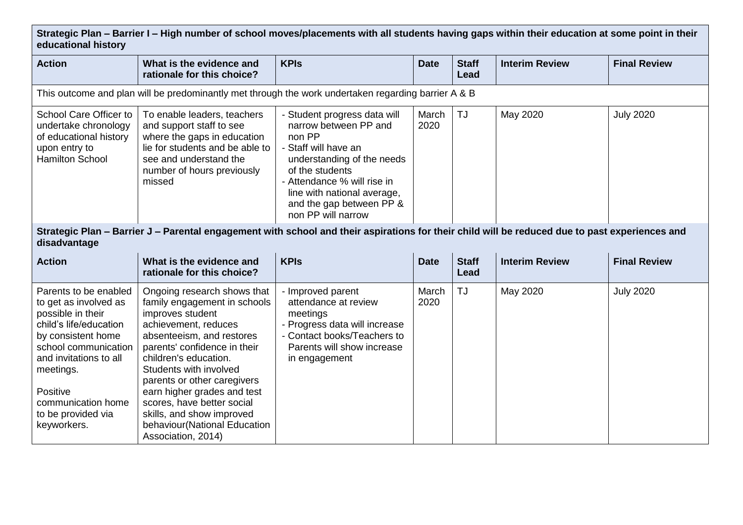**Strategic Plan – Barrier I – High number of school moves/placements with all students having gaps within their education at some point in their educational history**

| Action | What is the evidence and rationale for this choice? | KPIs | Date | Staff Lead | Interim Review | Final Review |
|---|---|---|---|---|---|---|
| This outcome and plan will be predominantly met through the work undertaken regarding barrier A & B | | | | | | |
| School Care Officer to undertake chronology of educational history upon entry to Hamilton School | To enable leaders, teachers and support staff to see where the gaps in education lie for students and be able to see and understand the number of hours previously missed | - Student progress data will narrow between PP and non PP<br>- Staff will have an understanding of the needs of the students<br>- Attendance % will rise in line with national average, and the gap between PP & non PP will narrow | March 2020 | TJ | May 2020 | July 2020 |

**Strategic Plan – Barrier J – Parental engagement with school and their aspirations for their child will be reduced due to past experiences and disadvantage**

| Action | What is the evidence and rationale for this choice? | KPIs | Date | Staff Lead | Interim Review | Final Review |
|---|---|---|---|---|---|---|
| Parents to be enabled to get as involved as possible in their child's life/education by consistent home school communication and invitations to all meetings.<br><br>Positive communication home to be provided via keyworkers. | Ongoing research shows that family engagement in schools improves student achievement, reduces absenteeism, and restores parents' confidence in their children's education. Students with involved parents or other caregivers earn higher grades and test scores, have better social skills, and show improved behaviour(National Education Association, 2014) | - Improved parent attendance at review meetings<br>- Progress data will increase<br>- Contact books/Teachers to Parents will show increase in engagement | March 2020 | TJ | May 2020 | July 2020 |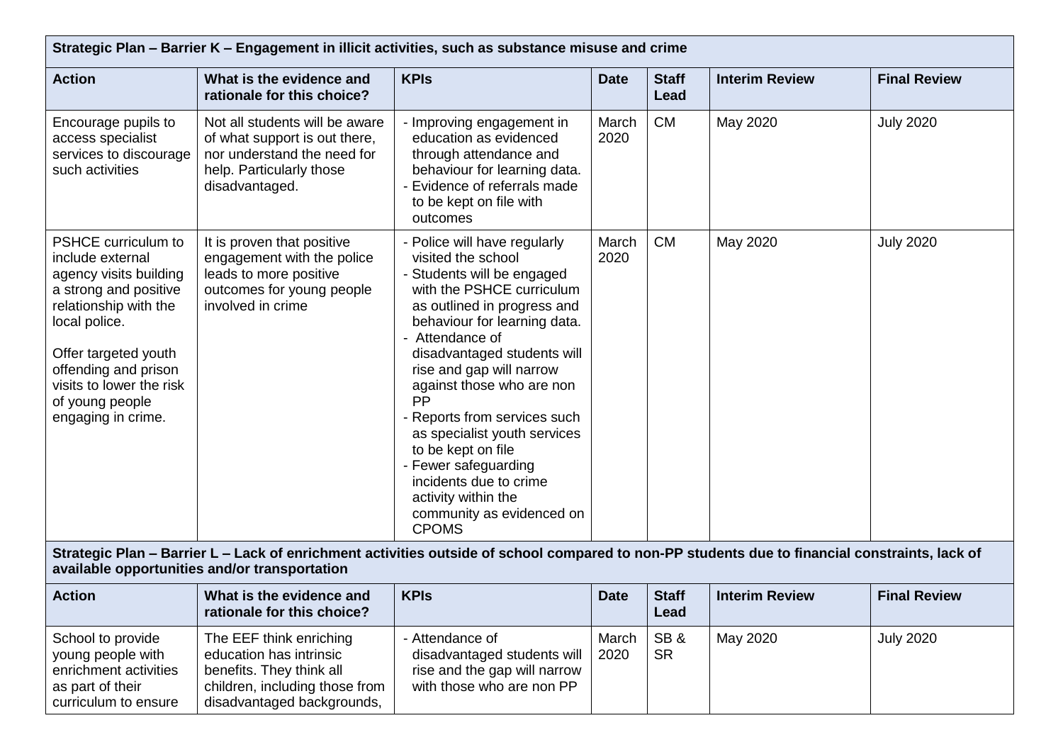| Strategic Plan – Barrier K – Engagement in illicit activities, such as substance misuse and crime | | | | | | |
|---|---|---|---|---|---|---|
| **Action** | **What is the evidence and rationale for this choice?** | **KPIs** | **Date** | **Staff Lead** | **Interim Review** | **Final Review** |
| Encourage pupils to access specialist services to discourage such activities | Not all students will be aware of what support is out there, nor understand the need for help. Particularly those disadvantaged. | - Improving engagement in education as evidenced through attendance and behaviour for learning data.<br>- Evidence of referrals made to be kept on file with outcomes | March 2020 | CM | May 2020 | July 2020 |
| PSHCE curriculum to include external agency visits building a strong and positive relationship with the local police.<br><br>Offer targeted youth offending and prison visits to lower the risk of young people engaging in crime. | It is proven that positive engagement with the police leads to more positive outcomes for young people involved in crime | - Police will have regularly visited the school<br>- Students will be engaged with the PSHCE curriculum as outlined in progress and behaviour for learning data.<br>- Attendance of disadvantaged students will rise and gap will narrow against those who are non PP<br>- Reports from services such as specialist youth services to be kept on file<br>- Fewer safeguarding incidents due to crime activity within the community as evidenced on CPOMS | March 2020 | CM | May 2020 | July 2020 |

| Strategic Plan – Barrier L – Lack of enrichment activities outside of school compared to non-PP students due to financial constraints, lack of available opportunities and/or transportation | | | | | | |
|---|---|---|---|---|---|---|
| **Action** | **What is the evidence and rationale for this choice?** | **KPIs** | **Date** | **Staff Lead** | **Interim Review** | **Final Review** |
| School to provide young people with enrichment activities as part of their curriculum to ensure | The EEF think enriching education has intrinsic benefits. They think all children, including those from disadvantaged backgrounds, | - Attendance of disadvantaged students will rise and the gap will narrow with those who are non PP | March 2020 | SB & SR | May 2020 | July 2020 |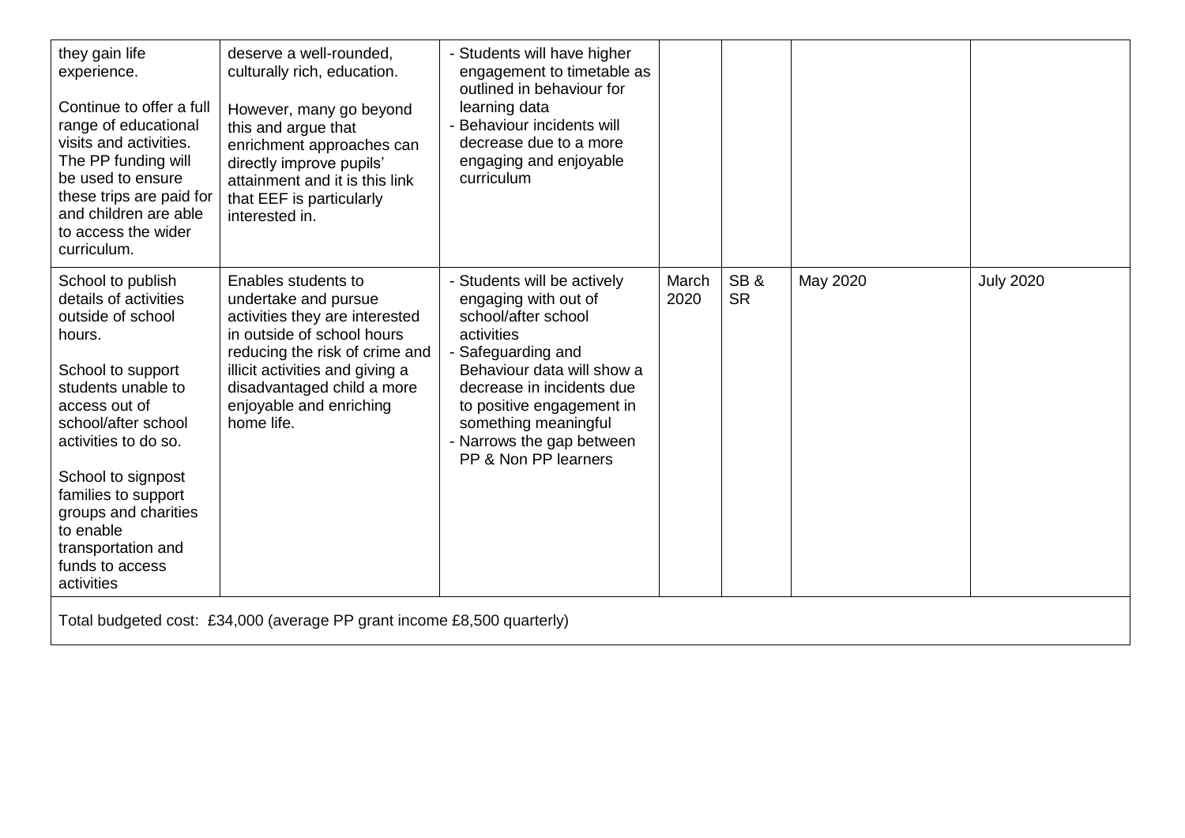| | | | | | | |
|---|---|---|---|---|---|---|
| they gain life experience.<br><br>Continue to offer a full range of educational visits and activities. The PP funding will be used to ensure these trips are paid for and children are able to access the wider curriculum. | deserve a well-rounded, culturally rich, education.<br><br>However, many go beyond this and argue that enrichment approaches can directly improve pupils' attainment and it is this link that EEF is particularly interested in. | - Students will have higher engagement to timetable as outlined in behaviour for learning data<br>- Behaviour incidents will decrease due to a more engaging and enjoyable curriculum | | | | |
| School to publish details of activities outside of school hours.<br><br>School to support students unable to access out of school/after school activities to do so.<br><br>School to signpost families to support groups and charities to enable transportation and funds to access activities | Enables students to undertake and pursue activities they are interested in outside of school hours reducing the risk of crime and illicit activities and giving a disadvantaged child a more enjoyable and enriching home life. | - Students will be actively engaging with out of school/after school activities<br>- Safeguarding and Behaviour data will show a decrease in incidents due to positive engagement in something meaningful<br>- Narrows the gap between PP & Non PP learners | March 2020 | SB & SR | May 2020 | July 2020 |
| Total budgeted cost: £34,000 (average PP grant income £8,500 quarterly) | | | | | | |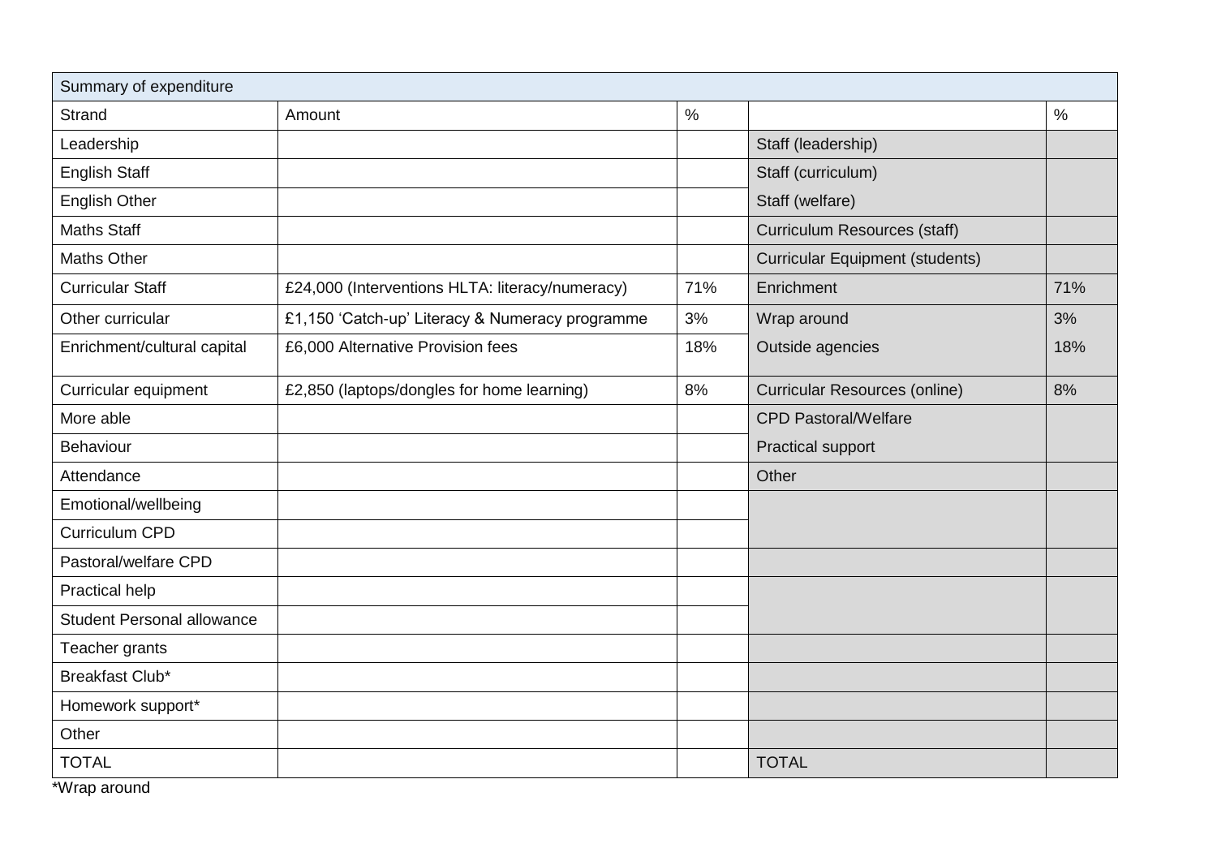| Summary of expenditure | | | | |
|---|---|---|---|---|
| Strand | Amount | % | | % |
| Leadership | | | Staff (leadership) | |
| English Staff | | | Staff (curriculum) | |
| English Other | | | Staff (welfare) | |
| Maths Staff | | | Curriculum Resources (staff) | |
| Maths Other | | | Curricular Equipment (students) | |
| Curricular Staff | £24,000 (Interventions HLTA: literacy/numeracy) | 71% | Enrichment | 71% |
| Other curricular | £1,150 'Catch-up' Literacy & Numeracy programme | 3% | Wrap around | 3% |
| Enrichment/cultural capital | £6,000 Alternative Provision fees | 18% | Outside agencies | 18% |
| Curricular equipment | £2,850 (laptops/dongles for home learning) | 8% | Curricular Resources (online) | 8% |
| More able | | | CPD Pastoral/Welfare | |
| Behaviour | | | Practical support | |
| Attendance | | | Other | |
| Emotional/wellbeing | | | | |
| Curriculum CPD | | | | |
| Pastoral/welfare CPD | | | | |
| Practical help | | | | |
| Student Personal allowance | | | | |
| Teacher grants | | | | |
| Breakfast Club* | | | | |
| Homework support* | | | | |
| Other | | | | |
| TOTAL | | | TOTAL | |

*Wrap around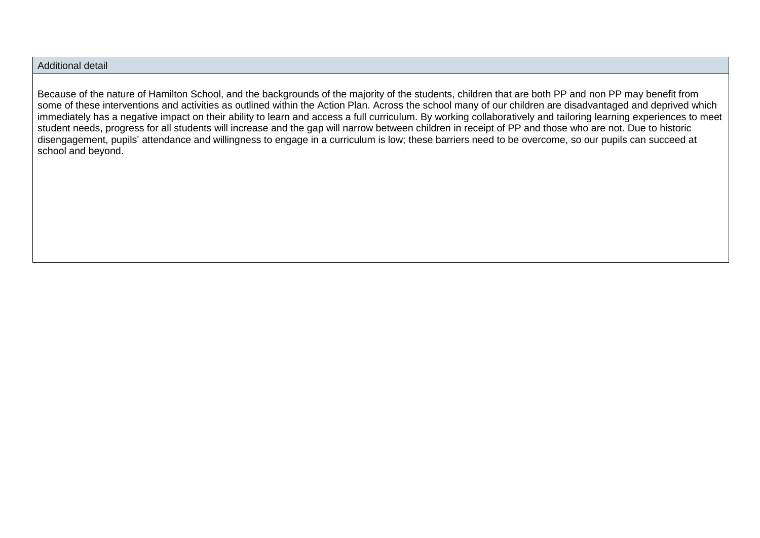| Additional detail |
| --- |
| Because of the nature of Hamilton School, and the backgrounds of the majority of the students, children that are both PP and non PP may benefit from some of these interventions and activities as outlined within the Action Plan. Across the school many of our children are disadvantaged and deprived which immediately has a negative impact on their ability to learn and access a full curriculum. By working collaboratively and tailoring learning experiences to meet student needs, progress for all students will increase and the gap will narrow between children in receipt of PP and those who are not. Due to historic disengagement, pupils' attendance and willingness to engage in a curriculum is low; these barriers need to be overcome, so our pupils can succeed at school and beyond. |